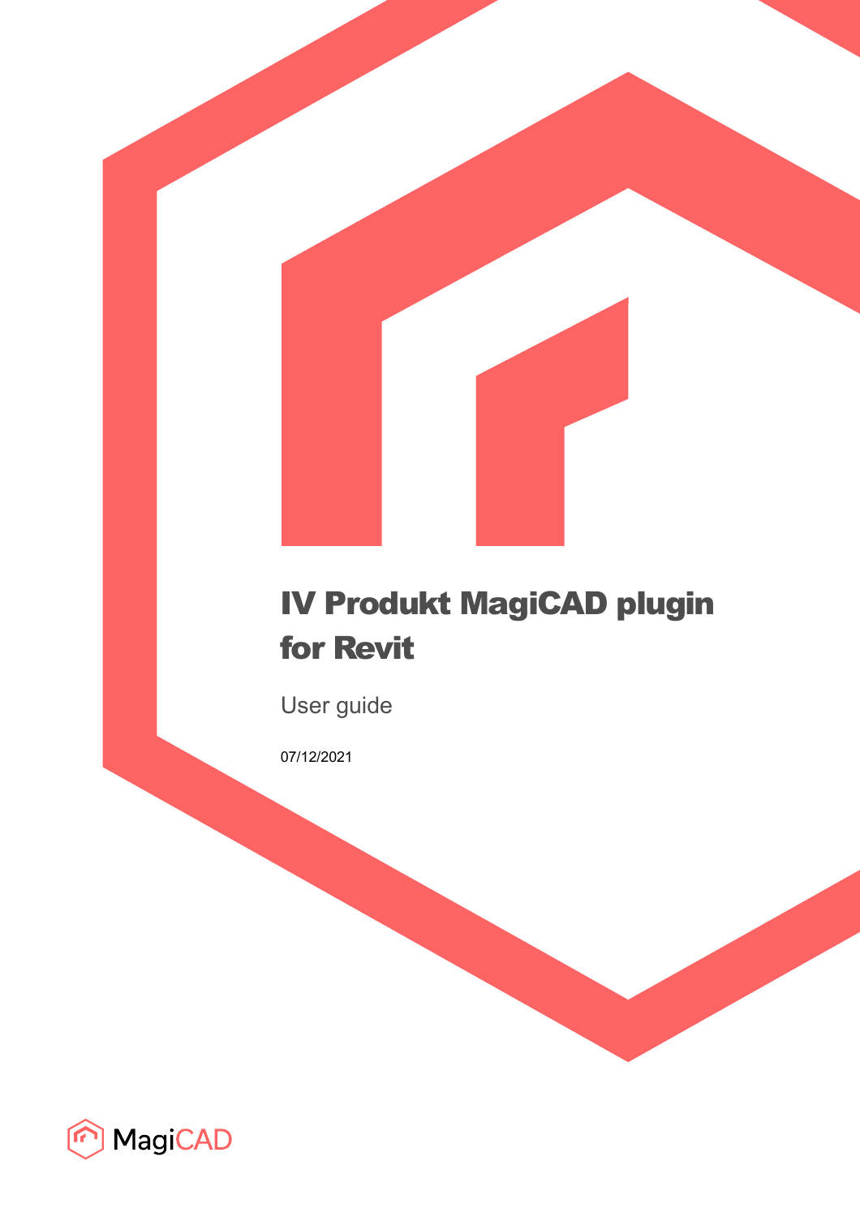# IV Produkt MagiCAD plugin for Revit

User guide

07/12/2021

MagiCAD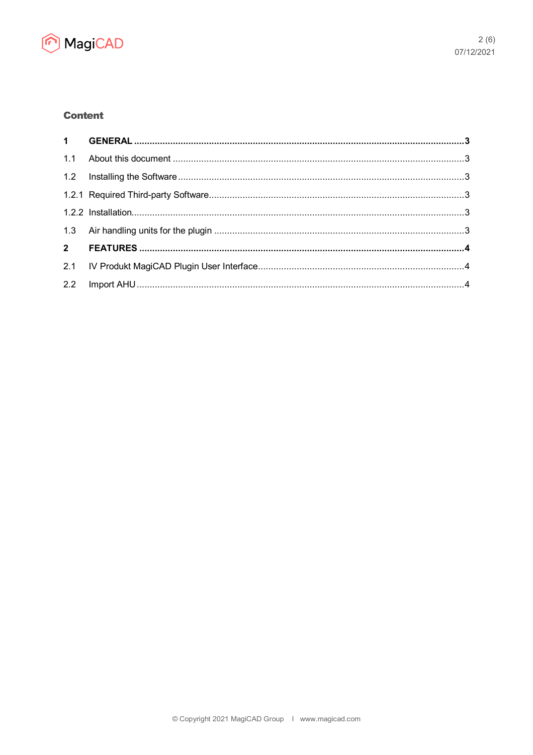**Content**

| | | |
|---|---|---|
| **1** | **GENERAL** | **3** |
| 1.1 | About this document | 3 |
| 1.2 | Installing the Software | 3 |
| 1.2.1 | Required Third-party Software | 3 |
| 1.2.2 | Installation | 3 |
| 1.3 | Air handling units for the plugin | 3 |
| **2** | **FEATURES** | **4** |
| 2.1 | IV Produkt MagiCAD Plugin User Interface | 4 |
| 2.2 | Import AHU | 4 |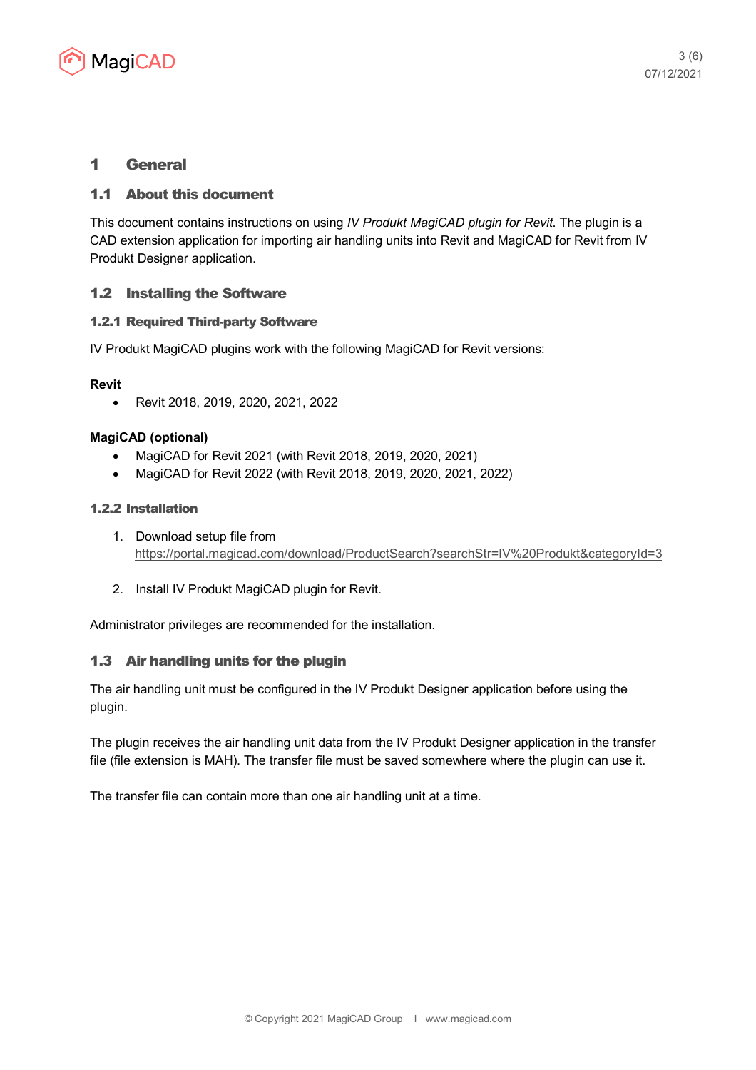# 1 General

## 1.1 About this document

This document contains instructions on using *IV Produkt MagiCAD plugin for Revit*. The plugin is a CAD extension application for importing air handling units into Revit and MagiCAD for Revit from IV Produkt Designer application.

## 1.2 Installing the Software

### 1.2.1 Required Third-party Software

IV Produkt MagiCAD plugins work with the following MagiCAD for Revit versions:

**Revit**

- Revit 2018, 2019, 2020, 2021, 2022

**MagiCAD (optional)**

- MagiCAD for Revit 2021 (with Revit 2018, 2019, 2020, 2021)
- MagiCAD for Revit 2022 (with Revit 2018, 2019, 2020, 2021, 2022)

### 1.2.2 Installation

1. Download setup file from https://portal.magicad.com/download/ProductSearch?searchStr=IV%20Produkt&categoryId=3

2. Install IV Produkt MagiCAD plugin for Revit.

Administrator privileges are recommended for the installation.

## 1.3 Air handling units for the plugin

The air handling unit must be configured in the IV Produkt Designer application before using the plugin.

The plugin receives the air handling unit data from the IV Produkt Designer application in the transfer file (file extension is MAH). The transfer file must be saved somewhere where the plugin can use it.

The transfer file can contain more than one air handling unit at a time.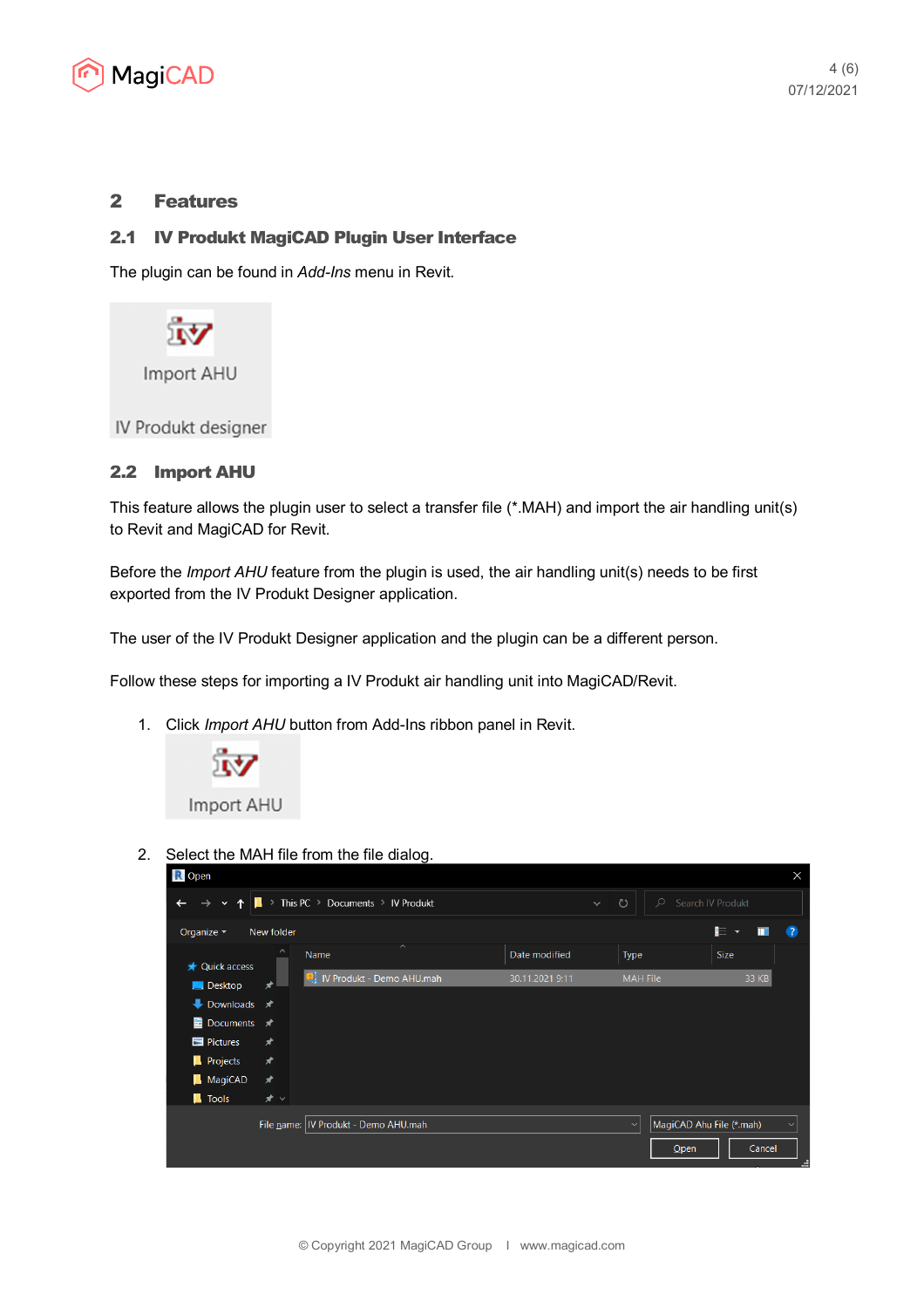## 2 Features

### 2.1 IV Produkt MagiCAD Plugin User Interface

The plugin can be found in *Add-Ins* menu in Revit.

Import AHU

IV Produkt designer

### 2.2 Import AHU

This feature allows the plugin user to select a transfer file (*.MAH) and import the air handling unit(s) to Revit and MagiCAD for Revit.

Before the *Import AHU* feature from the plugin is used, the air handling unit(s) needs to be first exported from the IV Produkt Designer application.

The user of the IV Produkt Designer application and the plugin can be a different person.

Follow these steps for importing a IV Produkt air handling unit into MagiCAD/Revit.

1. Click *Import AHU* button from Add-Ins ribbon panel in Revit.

   Import AHU

2. Select the MAH file from the file dialog.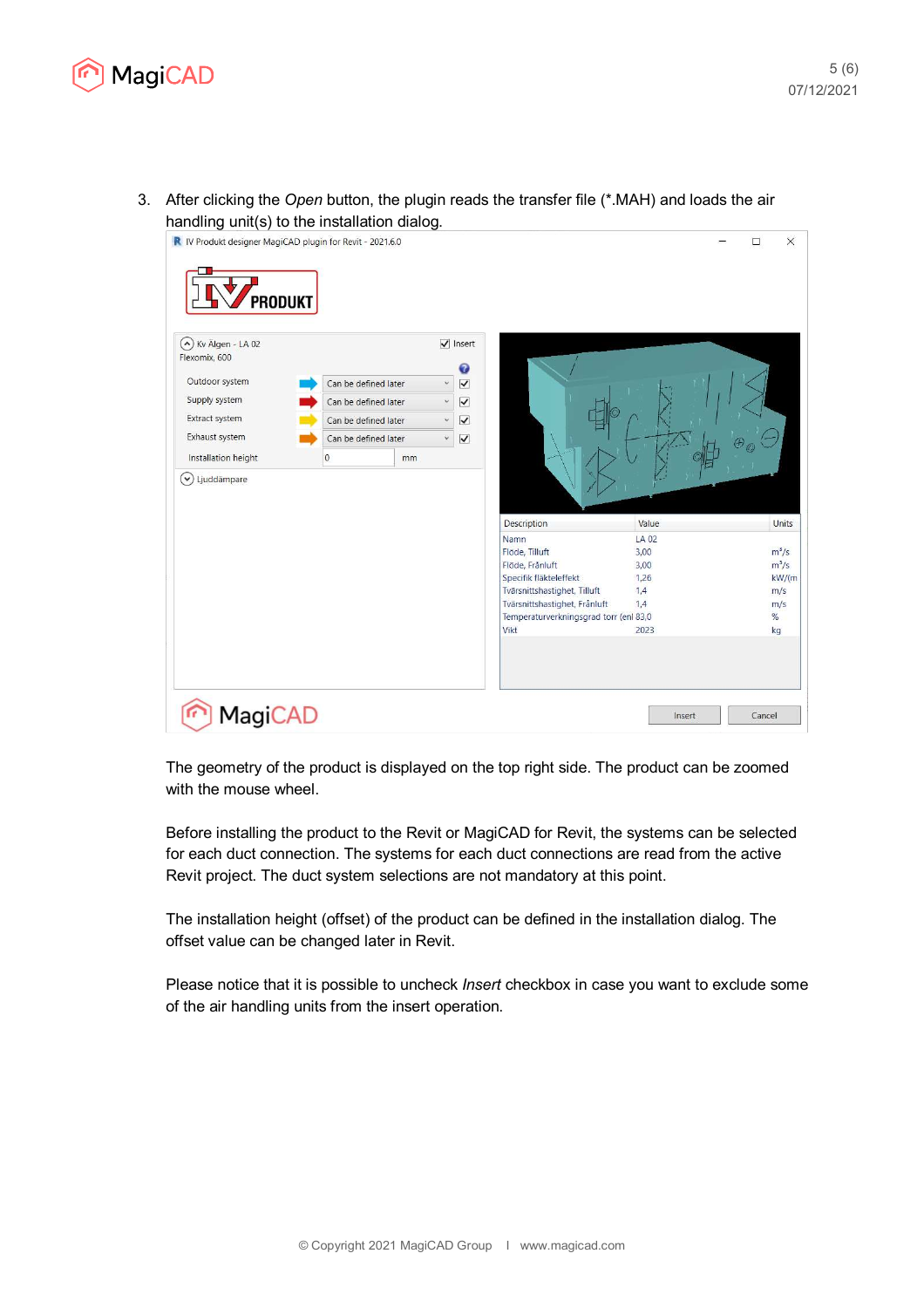3. After clicking the *Open* button, the plugin reads the transfer file (*.MAH) and loads the air handling unit(s) to the installation dialog.

The geometry of the product is displayed on the top right side. The product can be zoomed with the mouse wheel.

Before installing the product to the Revit or MagiCAD for Revit, the systems can be selected for each duct connection. The systems for each duct connections are read from the active Revit project. The duct system selections are not mandatory at this point.

The installation height (offset) of the product can be defined in the installation dialog. The offset value can be changed later in Revit.

Please notice that it is possible to uncheck *Insert* checkbox in case you want to exclude some of the air handling units from the insert operation.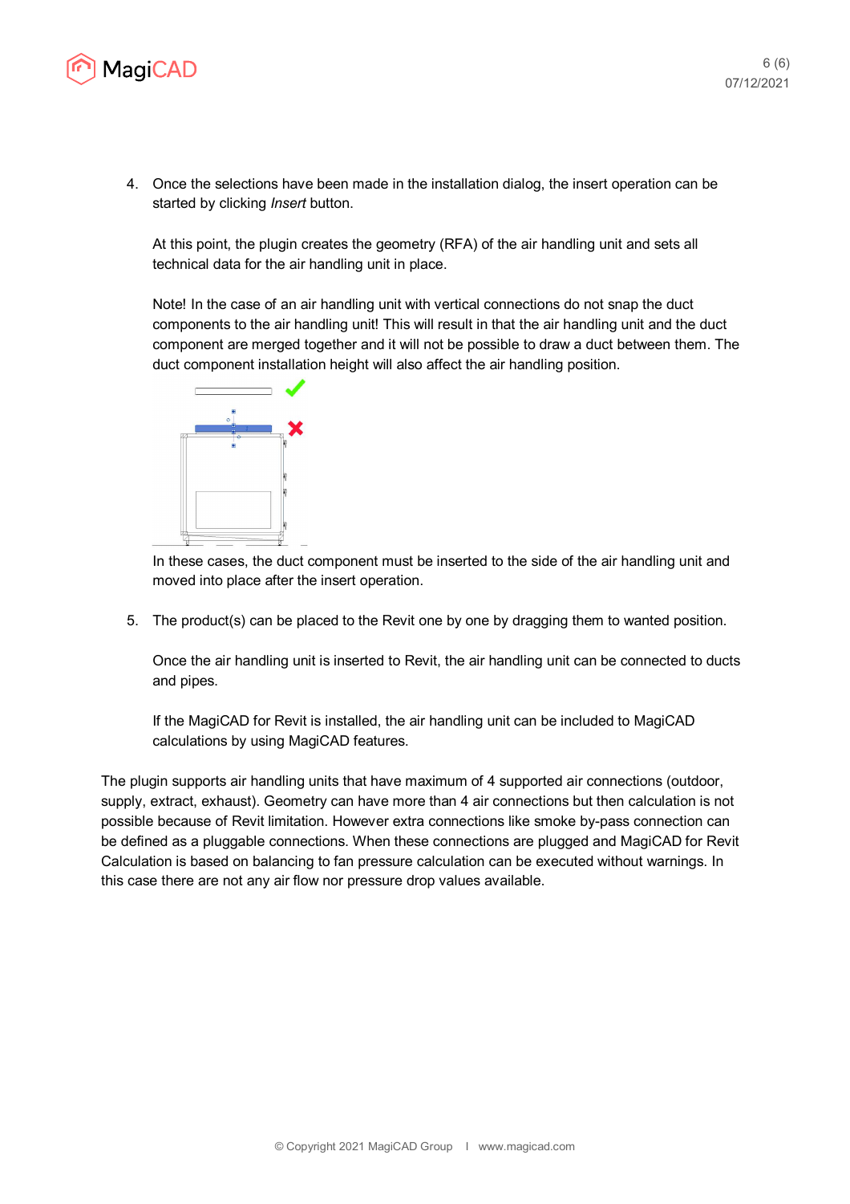4. Once the selections have been made in the installation dialog, the insert operation can be started by clicking *Insert* button.

   At this point, the plugin creates the geometry (RFA) of the air handling unit and sets all technical data for the air handling unit in place.

   Note! In the case of an air handling unit with vertical connections do not snap the duct components to the air handling unit! This will result in that the air handling unit and the duct component are merged together and it will not be possible to draw a duct between them. The duct component installation height will also affect the air handling position.

   In these cases, the duct component must be inserted to the side of the air handling unit and moved into place after the insert operation.

5. The product(s) can be placed to the Revit one by one by dragging them to wanted position.

   Once the air handling unit is inserted to Revit, the air handling unit can be connected to ducts and pipes.

   If the MagiCAD for Revit is installed, the air handling unit can be included to MagiCAD calculations by using MagiCAD features.

The plugin supports air handling units that have maximum of 4 supported air connections (outdoor, supply, extract, exhaust). Geometry can have more than 4 air connections but then calculation is not possible because of Revit limitation. However extra connections like smoke by-pass connection can be defined as a pluggable connections. When these connections are plugged and MagiCAD for Revit Calculation is based on balancing to fan pressure calculation can be executed without warnings. In this case there are not any air flow nor pressure drop values available.